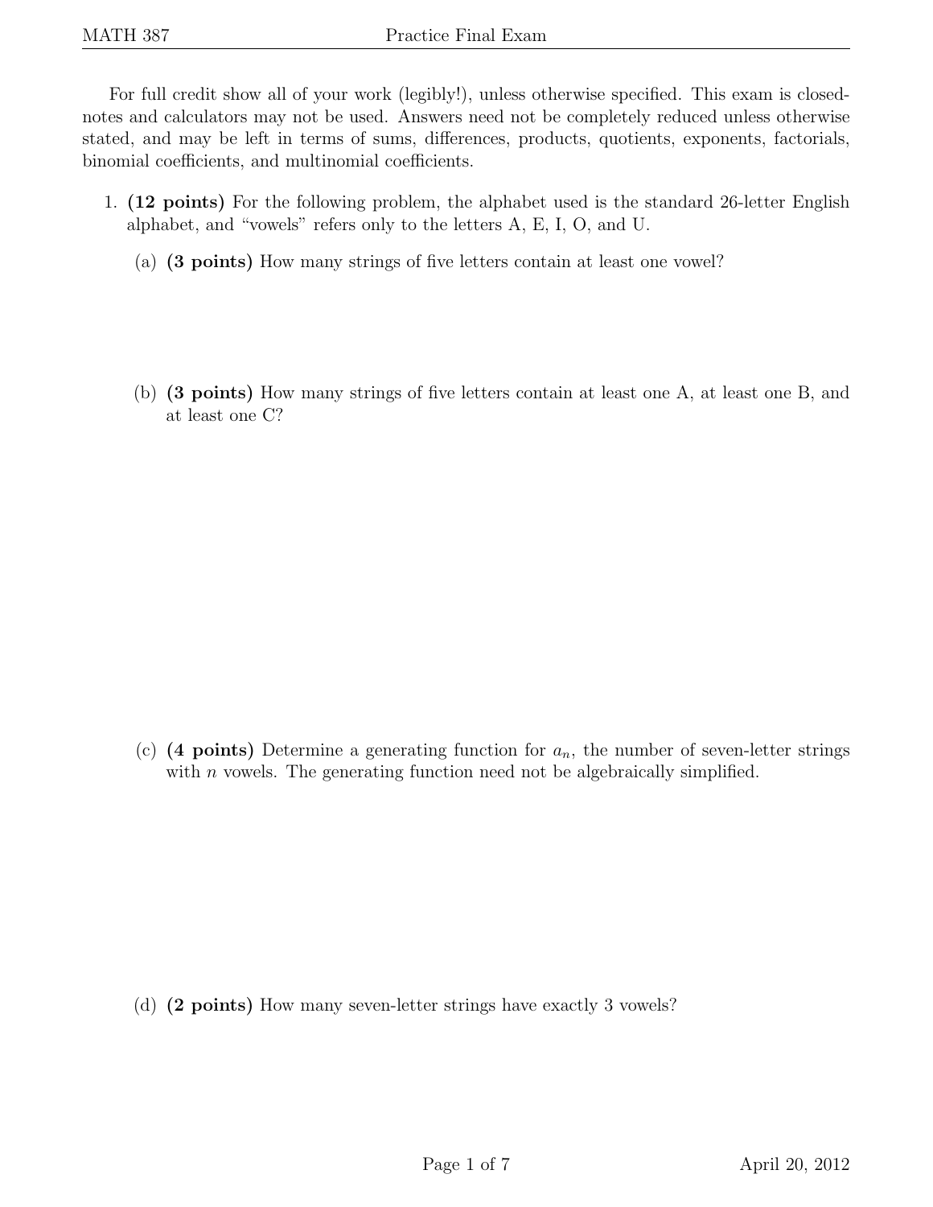For full credit show all of your work (legibly!), unless otherwise specified. This exam is closed-notes and calculators may not be used. Answers need not be completely reduced unless otherwise stated, and may be left in terms of sums, differences, products, quotients, exponents, factorials, binomial coefficients, and multinomial coefficients.

1. **(12 points)** For the following problem, the alphabet used is the standard 26-letter English alphabet, and "vowels" refers only to the letters A, E, I, O, and U.

   (a) **(3 points)** How many strings of five letters contain at least one vowel?

   (b) **(3 points)** How many strings of five letters contain at least one A, at least one B, and at least one C?

   (c) **(4 points)** Determine a generating function for $a_n$, the number of seven-letter strings with $n$ vowels. The generating function need not be algebraically simplified.

   (d) **(2 points)** How many seven-letter strings have exactly 3 vowels?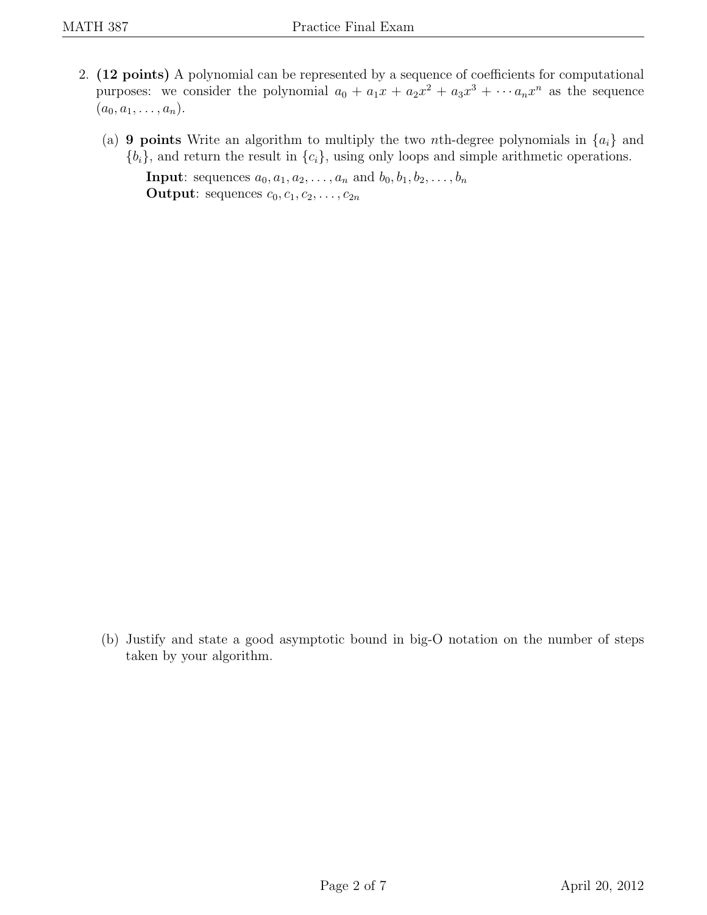2. **(12 points)** A polynomial can be represented by a sequence of coefficients for computational purposes: we consider the polynomial $a_0 + a_1x + a_2x^2 + a_3x^3 + \cdots a_nx^n$ as the sequence $(a_0, a_1, \ldots, a_n)$.

   (a) **9 points** Write an algorithm to multiply the two $n$th-degree polynomials in $\{a_i\}$ and $\{b_i\}$, and return the result in $\{c_i\}$, using only loops and simple arithmetic operations.

   **Input**: sequences $a_0, a_1, a_2, \ldots, a_n$ and $b_0, b_1, b_2, \ldots, b_n$
   **Output**: sequences $c_0, c_1, c_2, \ldots, c_{2n}$

   (b) Justify and state a good asymptotic bound in big-O notation on the number of steps taken by your algorithm.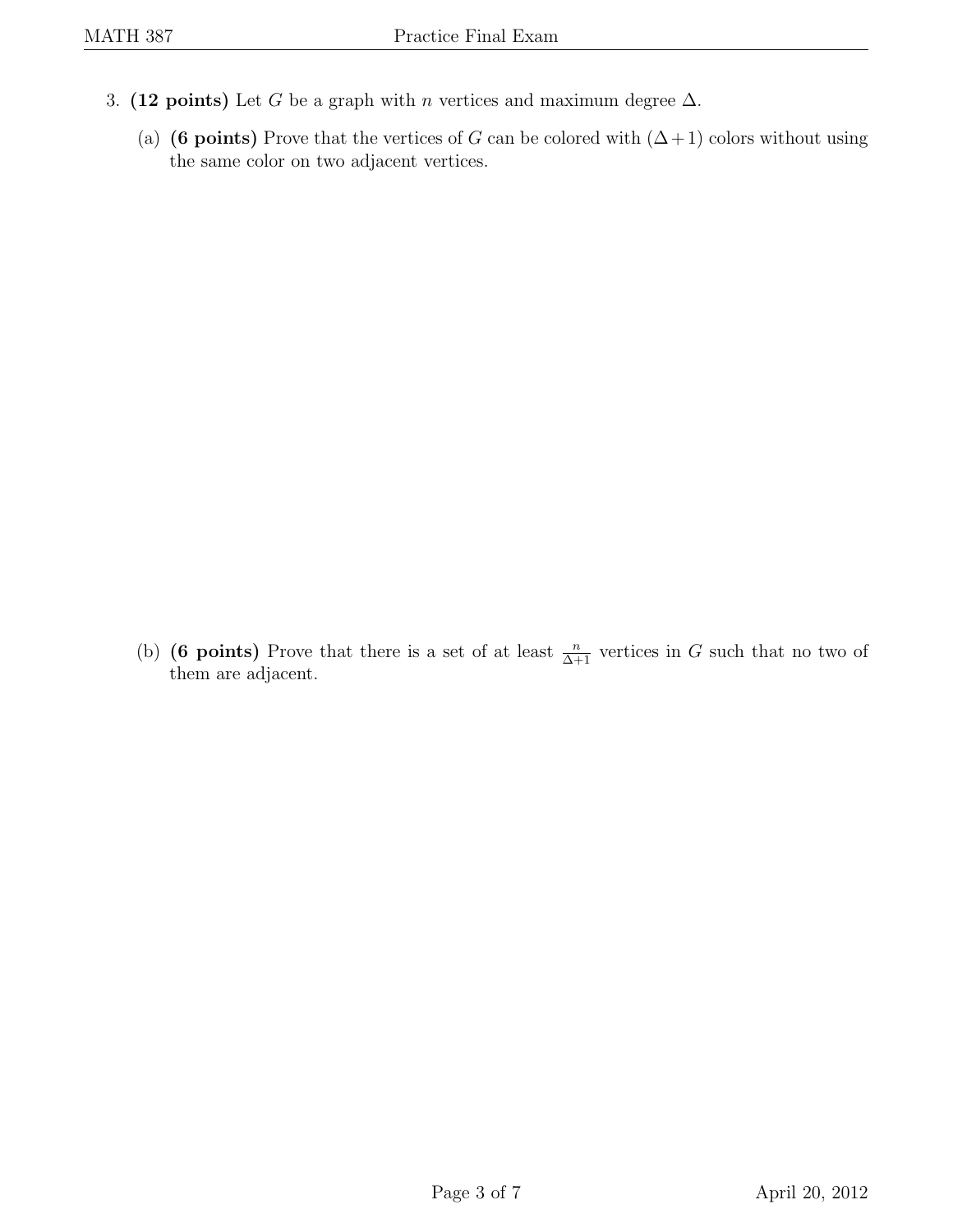3. **(12 points)** Let $G$ be a graph with $n$ vertices and maximum degree $\Delta$.

   (a) **(6 points)** Prove that the vertices of $G$ can be colored with $(\Delta + 1)$ colors without using the same color on two adjacent vertices.

   (b) **(6 points)** Prove that there is a set of at least $\frac{n}{\Delta+1}$ vertices in $G$ such that no two of them are adjacent.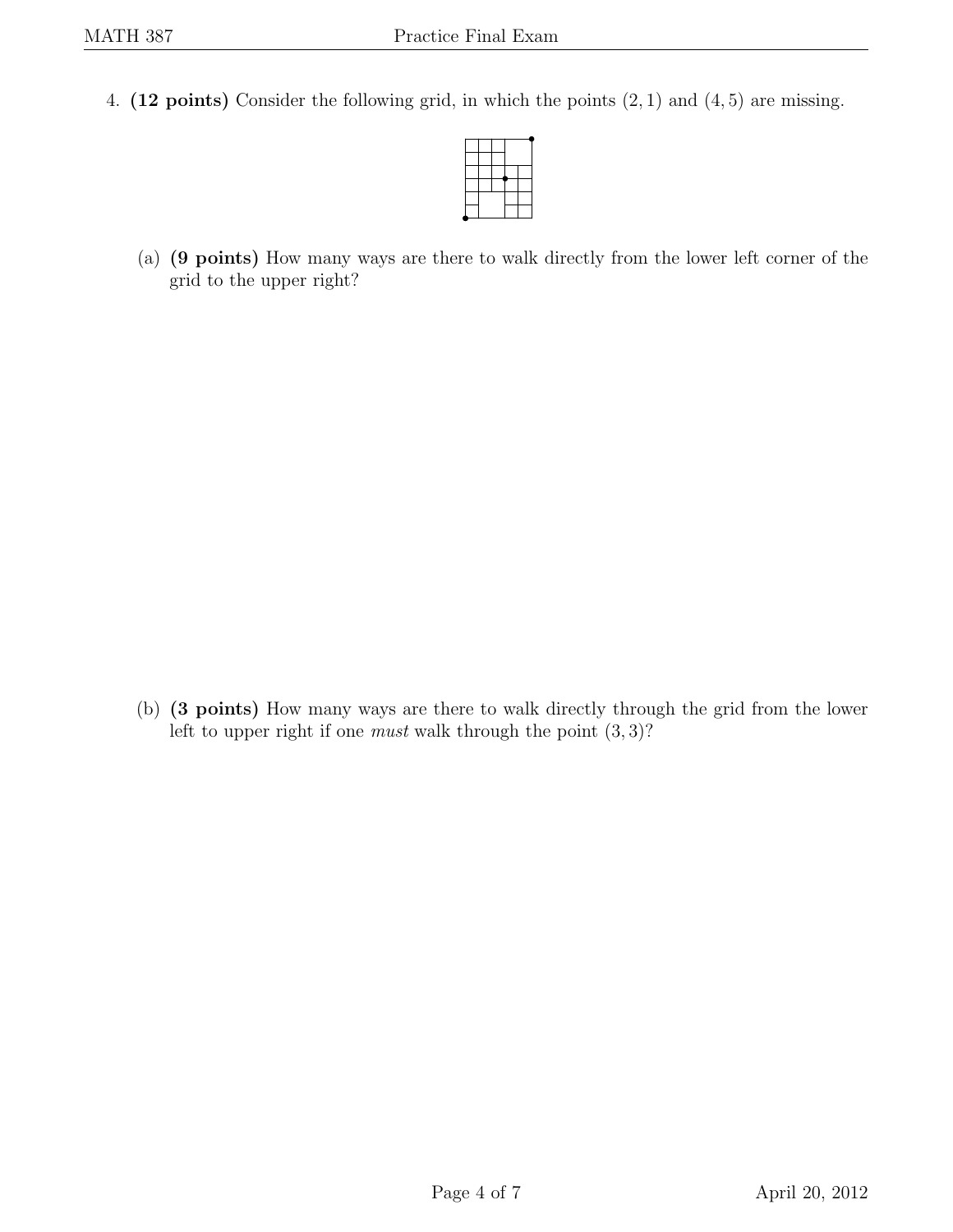4. **(12 points)** Consider the following grid, in which the points $(2, 1)$ and $(4, 5)$ are missing.

   (a) **(9 points)** How many ways are there to walk directly from the lower left corner of the grid to the upper right?

   (b) **(3 points)** How many ways are there to walk directly through the grid from the lower left to upper right if one *must* walk through the point $(3, 3)$?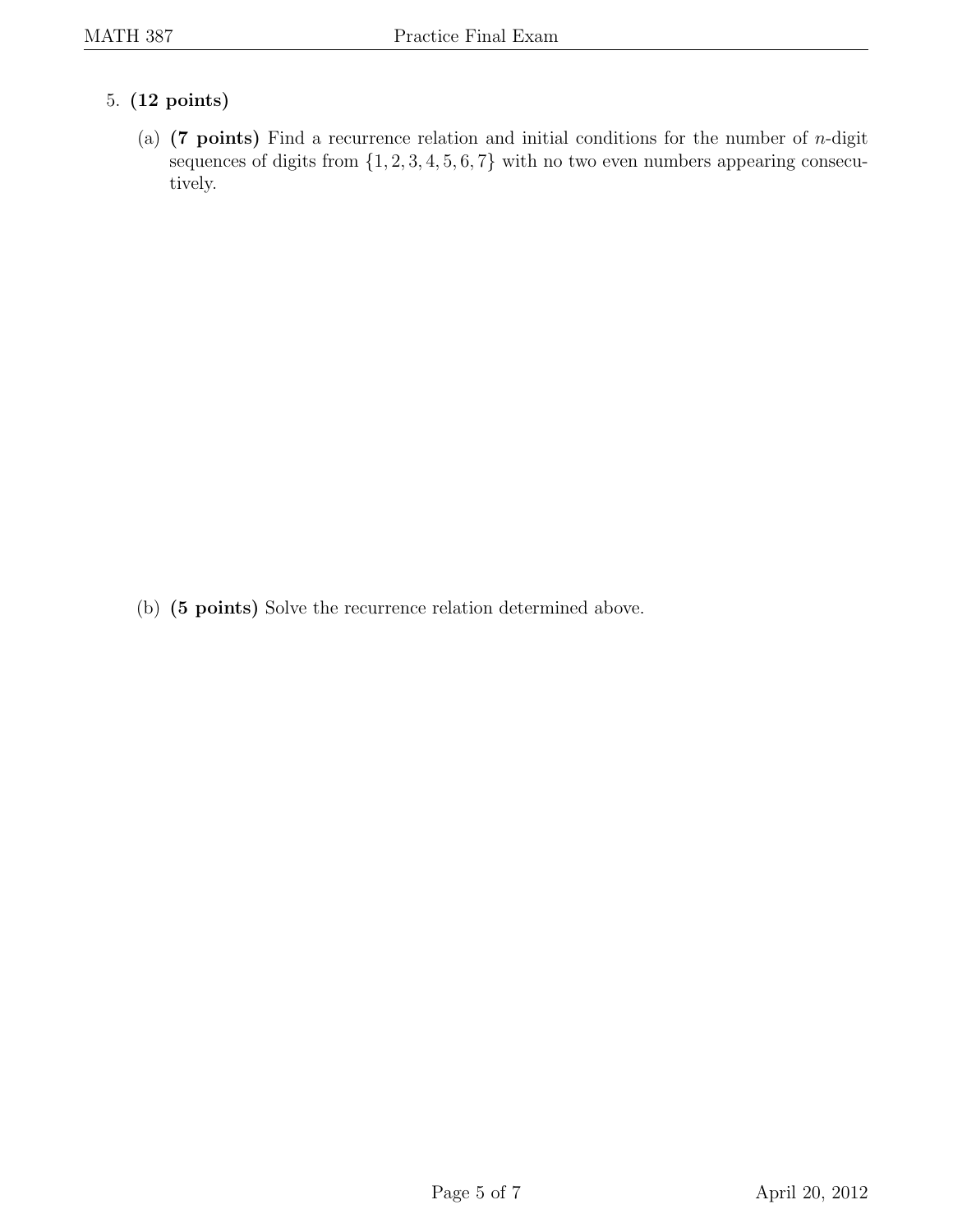5. **(12 points)**

   (a) **(7 points)** Find a recurrence relation and initial conditions for the number of $n$-digit sequences of digits from $\{1, 2, 3, 4, 5, 6, 7\}$ with no two even numbers appearing consecutively.

   (b) **(5 points)** Solve the recurrence relation determined above.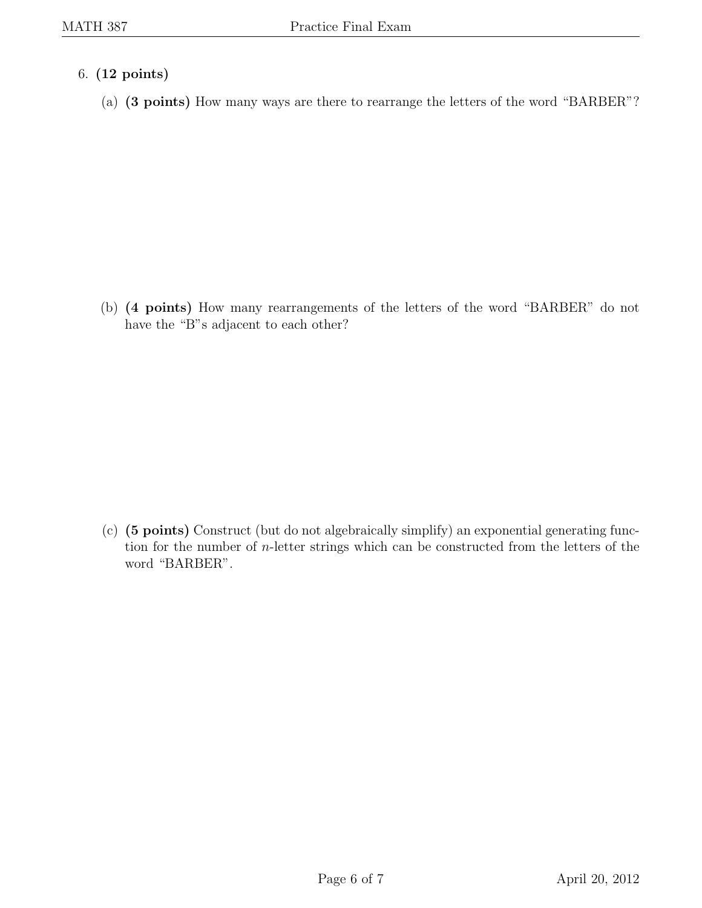6. **(12 points)**

   (a) **(3 points)** How many ways are there to rearrange the letters of the word "BARBER"?

   (b) **(4 points)** How many rearrangements of the letters of the word "BARBER" do not have the "B"s adjacent to each other?

   (c) **(5 points)** Construct (but do not algebraically simplify) an exponential generating function for the number of $n$-letter strings which can be constructed from the letters of the word "BARBER".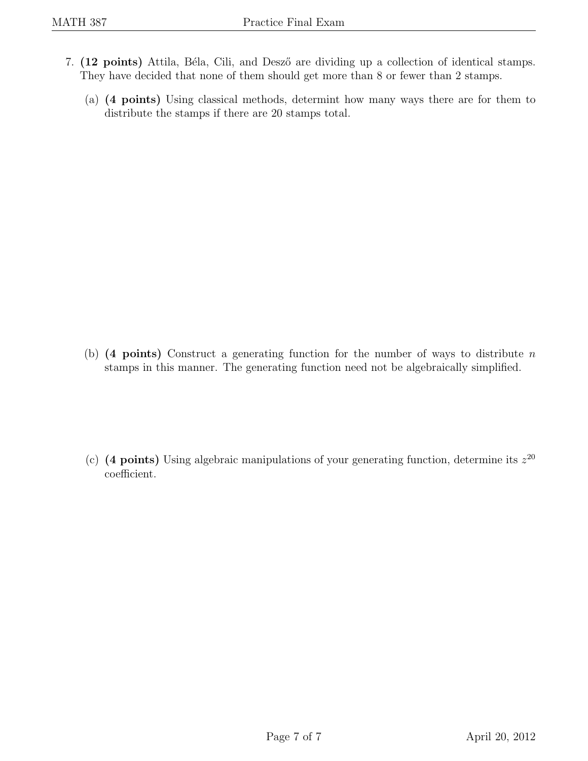7. **(12 points)** Attila, Béla, Cili, and Dezső are dividing up a collection of identical stamps. They have decided that none of them should get more than 8 or fewer than 2 stamps.

   (a) **(4 points)** Using classical methods, determint how many ways there are for them to distribute the stamps if there are 20 stamps total.

   (b) **(4 points)** Construct a generating function for the number of ways to distribute $n$ stamps in this manner. The generating function need not be algebraically simplified.

   (c) **(4 points)** Using algebraic manipulations of your generating function, determine its $z^{20}$ coefficient.